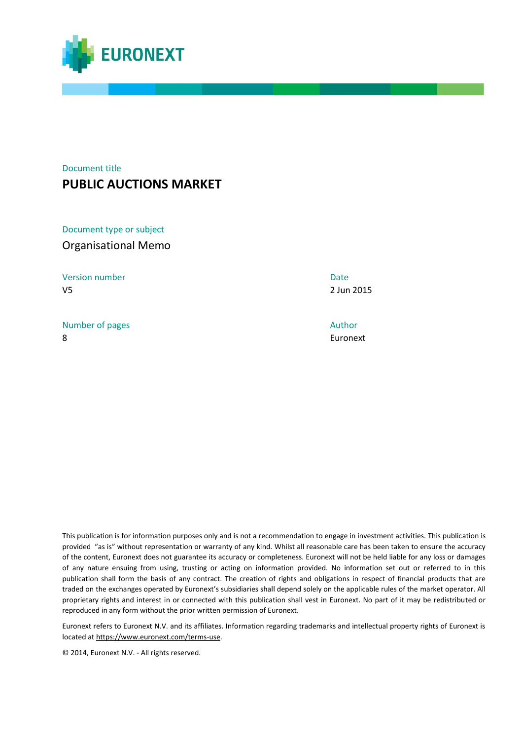EURONEXT

Document title

# PUBLIC AUCTIONS MARKET

Document type or subject

Organisational Memo

| Version number | Date |
| --- | --- |
| V5 | 2 Jun 2015 |

| Number of pages | Author |
| --- | --- |
| 8 | Euronext |

This publication is for information purposes only and is not a recommendation to engage in investment activities. This publication is provided "as is" without representation or warranty of any kind. Whilst all reasonable care has been taken to ensure the accuracy of the content, Euronext does not guarantee its accuracy or completeness. Euronext will not be held liable for any loss or damages of any nature ensuing from using, trusting or acting on information provided. No information set out or referred to in this publication shall form the basis of any contract. The creation of rights and obligations in respect of financial products that are traded on the exchanges operated by Euronext's subsidiaries shall depend solely on the applicable rules of the market operator. All proprietary rights and interest in or connected with this publication shall vest in Euronext. No part of it may be redistributed or reproduced in any form without the prior written permission of Euronext.

Euronext refers to Euronext N.V. and its affiliates. Information regarding trademarks and intellectual property rights of Euronext is located at https://www.euronext.com/terms-use.

© 2014, Euronext N.V. - All rights reserved.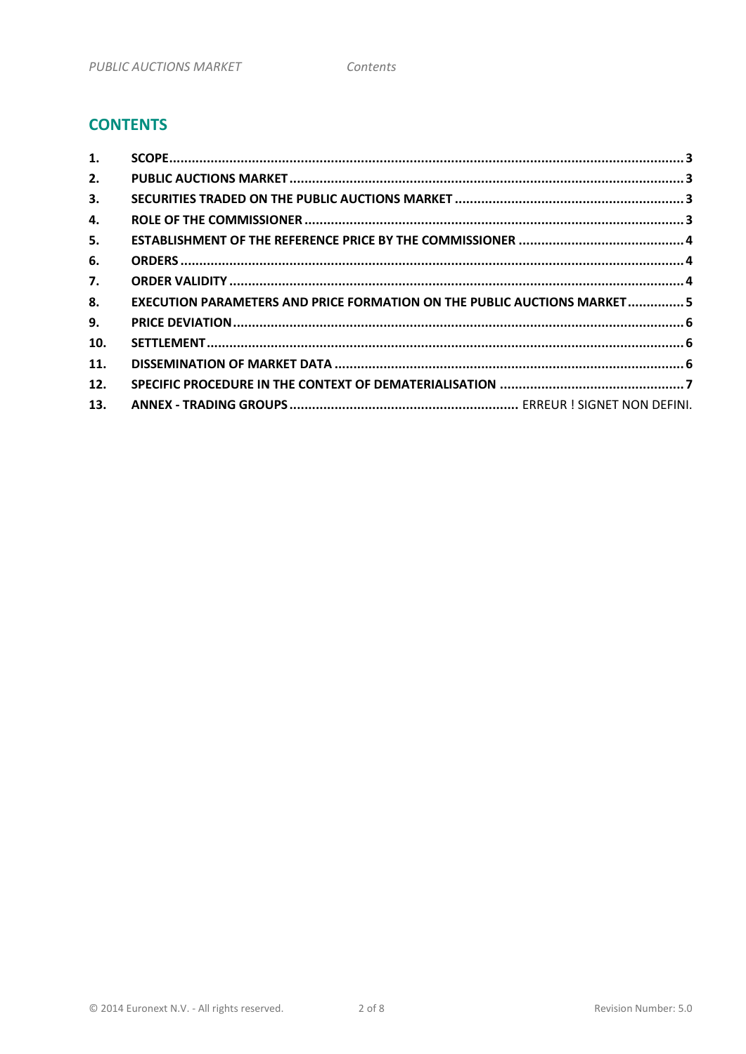## CONTENTS

| | | |
|---|---|---|
| 1. | SCOPE | 3 |
| 2. | PUBLIC AUCTIONS MARKET | 3 |
| 3. | SECURITIES TRADED ON THE PUBLIC AUCTIONS MARKET | 3 |
| 4. | ROLE OF THE COMMISSIONER | 3 |
| 5. | ESTABLISHMENT OF THE REFERENCE PRICE BY THE COMMISSIONER | 4 |
| 6. | ORDERS | 4 |
| 7. | ORDER VALIDITY | 4 |
| 8. | EXECUTION PARAMETERS AND PRICE FORMATION ON THE PUBLIC AUCTIONS MARKET | 5 |
| 9. | PRICE DEVIATION | 6 |
| 10. | SETTLEMENT | 6 |
| 11. | DISSEMINATION OF MARKET DATA | 6 |
| 12. | SPECIFIC PROCEDURE IN THE CONTEXT OF DEMATERIALISATION | 7 |
| 13. | ANNEX - TRADING GROUPS | ERREUR ! SIGNET NON DEFINI. |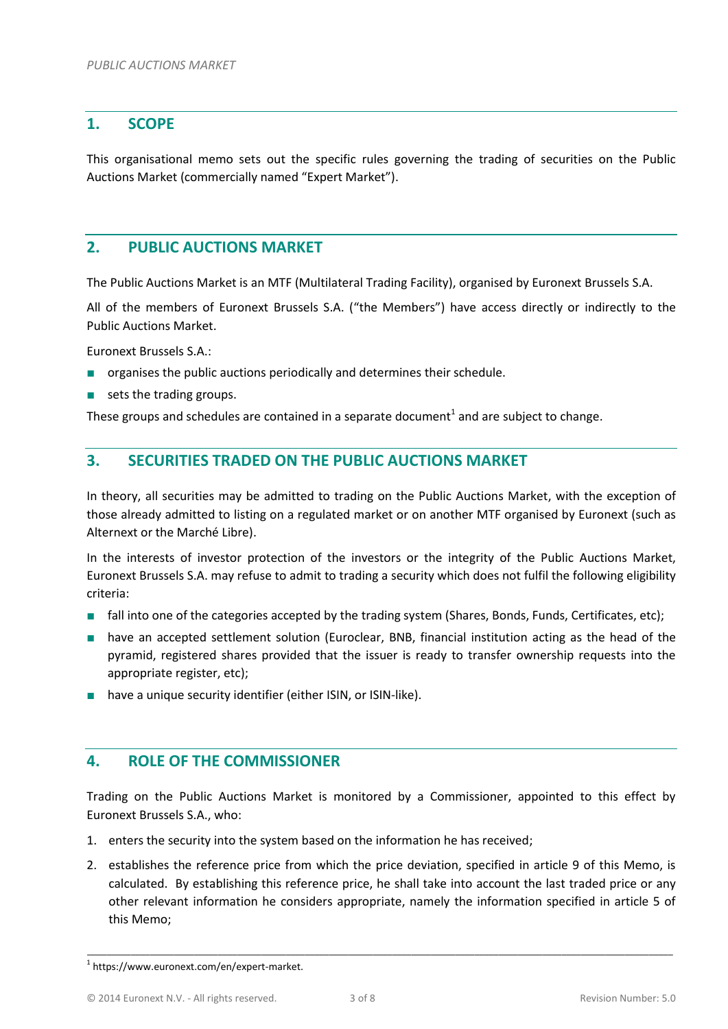## 1. SCOPE

This organisational memo sets out the specific rules governing the trading of securities on the Public Auctions Market (commercially named "Expert Market").

## 2. PUBLIC AUCTIONS MARKET

The Public Auctions Market is an MTF (Multilateral Trading Facility), organised by Euronext Brussels S.A.

All of the members of Euronext Brussels S.A. ("the Members") have access directly or indirectly to the Public Auctions Market.

Euronext Brussels S.A.:

- organises the public auctions periodically and determines their schedule.
- sets the trading groups.

These groups and schedules are contained in a separate document[1] and are subject to change.

## 3. SECURITIES TRADED ON THE PUBLIC AUCTIONS MARKET

In theory, all securities may be admitted to trading on the Public Auctions Market, with the exception of those already admitted to listing on a regulated market or on another MTF organised by Euronext (such as Alternext or the Marché Libre).

In the interests of investor protection of the investors or the integrity of the Public Auctions Market, Euronext Brussels S.A. may refuse to admit to trading a security which does not fulfil the following eligibility criteria:

- fall into one of the categories accepted by the trading system (Shares, Bonds, Funds, Certificates, etc);
- have an accepted settlement solution (Euroclear, BNB, financial institution acting as the head of the pyramid, registered shares provided that the issuer is ready to transfer ownership requests into the appropriate register, etc);
- have a unique security identifier (either ISIN, or ISIN-like).

## 4. ROLE OF THE COMMISSIONER

Trading on the Public Auctions Market is monitored by a Commissioner, appointed to this effect by Euronext Brussels S.A., who:

1. enters the security into the system based on the information he has received;
2. establishes the reference price from which the price deviation, specified in article 9 of this Memo, is calculated. By establishing this reference price, he shall take into account the last traded price or any other relevant information he considers appropriate, namely the information specified in article 5 of this Memo;

[1] https://www.euronext.com/en/expert-market.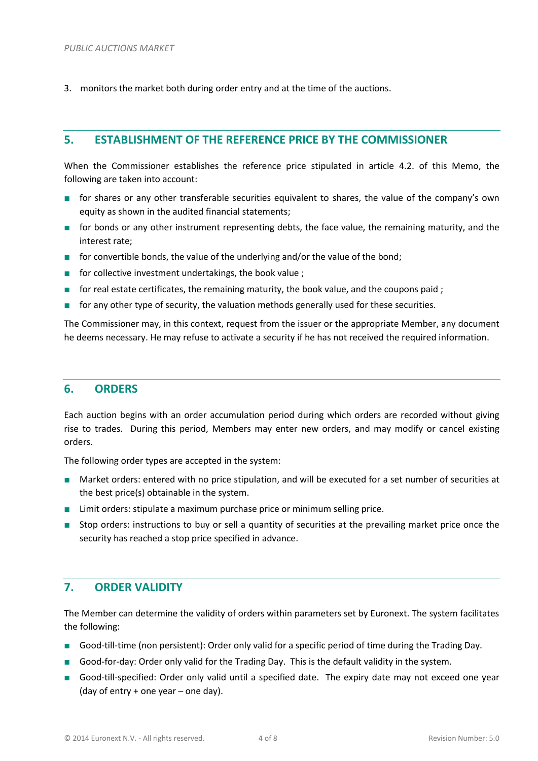3. monitors the market both during order entry and at the time of the auctions.

## 5. ESTABLISHMENT OF THE REFERENCE PRICE BY THE COMMISSIONER

When the Commissioner establishes the reference price stipulated in article 4.2. of this Memo, the following are taken into account:

- for shares or any other transferable securities equivalent to shares, the value of the company's own equity as shown in the audited financial statements;
- for bonds or any other instrument representing debts, the face value, the remaining maturity, and the interest rate;
- for convertible bonds, the value of the underlying and/or the value of the bond;
- for collective investment undertakings, the book value ;
- for real estate certificates, the remaining maturity, the book value, and the coupons paid ;
- for any other type of security, the valuation methods generally used for these securities.

The Commissioner may, in this context, request from the issuer or the appropriate Member, any document he deems necessary. He may refuse to activate a security if he has not received the required information.

## 6. ORDERS

Each auction begins with an order accumulation period during which orders are recorded without giving rise to trades. During this period, Members may enter new orders, and may modify or cancel existing orders.

The following order types are accepted in the system:

- Market orders: entered with no price stipulation, and will be executed for a set number of securities at the best price(s) obtainable in the system.
- Limit orders: stipulate a maximum purchase price or minimum selling price.
- Stop orders: instructions to buy or sell a quantity of securities at the prevailing market price once the security has reached a stop price specified in advance.

## 7. ORDER VALIDITY

The Member can determine the validity of orders within parameters set by Euronext. The system facilitates the following:

- Good-till-time (non persistent): Order only valid for a specific period of time during the Trading Day.
- Good-for-day: Order only valid for the Trading Day. This is the default validity in the system.
- Good-till-specified: Order only valid until a specified date. The expiry date may not exceed one year (day of entry + one year – one day).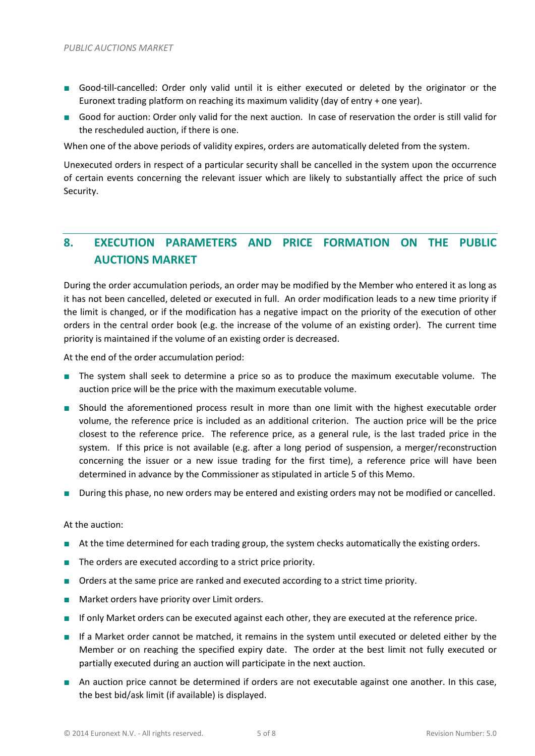- Good-till-cancelled: Order only valid until it is either executed or deleted by the originator or the Euronext trading platform on reaching its maximum validity (day of entry + one year).
- Good for auction: Order only valid for the next auction. In case of reservation the order is still valid for the rescheduled auction, if there is one.

When one of the above periods of validity expires, orders are automatically deleted from the system.

Unexecuted orders in respect of a particular security shall be cancelled in the system upon the occurrence of certain events concerning the relevant issuer which are likely to substantially affect the price of such Security.

## 8. EXECUTION PARAMETERS AND PRICE FORMATION ON THE PUBLIC AUCTIONS MARKET

During the order accumulation periods, an order may be modified by the Member who entered it as long as it has not been cancelled, deleted or executed in full. An order modification leads to a new time priority if the limit is changed, or if the modification has a negative impact on the priority of the execution of other orders in the central order book (e.g. the increase of the volume of an existing order). The current time priority is maintained if the volume of an existing order is decreased.

At the end of the order accumulation period:

- The system shall seek to determine a price so as to produce the maximum executable volume. The auction price will be the price with the maximum executable volume.
- Should the aforementioned process result in more than one limit with the highest executable order volume, the reference price is included as an additional criterion. The auction price will be the price closest to the reference price. The reference price, as a general rule, is the last traded price in the system. If this price is not available (e.g. after a long period of suspension, a merger/reconstruction concerning the issuer or a new issue trading for the first time), a reference price will have been determined in advance by the Commissioner as stipulated in article 5 of this Memo.
- During this phase, no new orders may be entered and existing orders may not be modified or cancelled.

At the auction:

- At the time determined for each trading group, the system checks automatically the existing orders.
- The orders are executed according to a strict price priority.
- Orders at the same price are ranked and executed according to a strict time priority.
- Market orders have priority over Limit orders.
- If only Market orders can be executed against each other, they are executed at the reference price.
- If a Market order cannot be matched, it remains in the system until executed or deleted either by the Member or on reaching the specified expiry date. The order at the best limit not fully executed or partially executed during an auction will participate in the next auction.
- An auction price cannot be determined if orders are not executable against one another. In this case, the best bid/ask limit (if available) is displayed.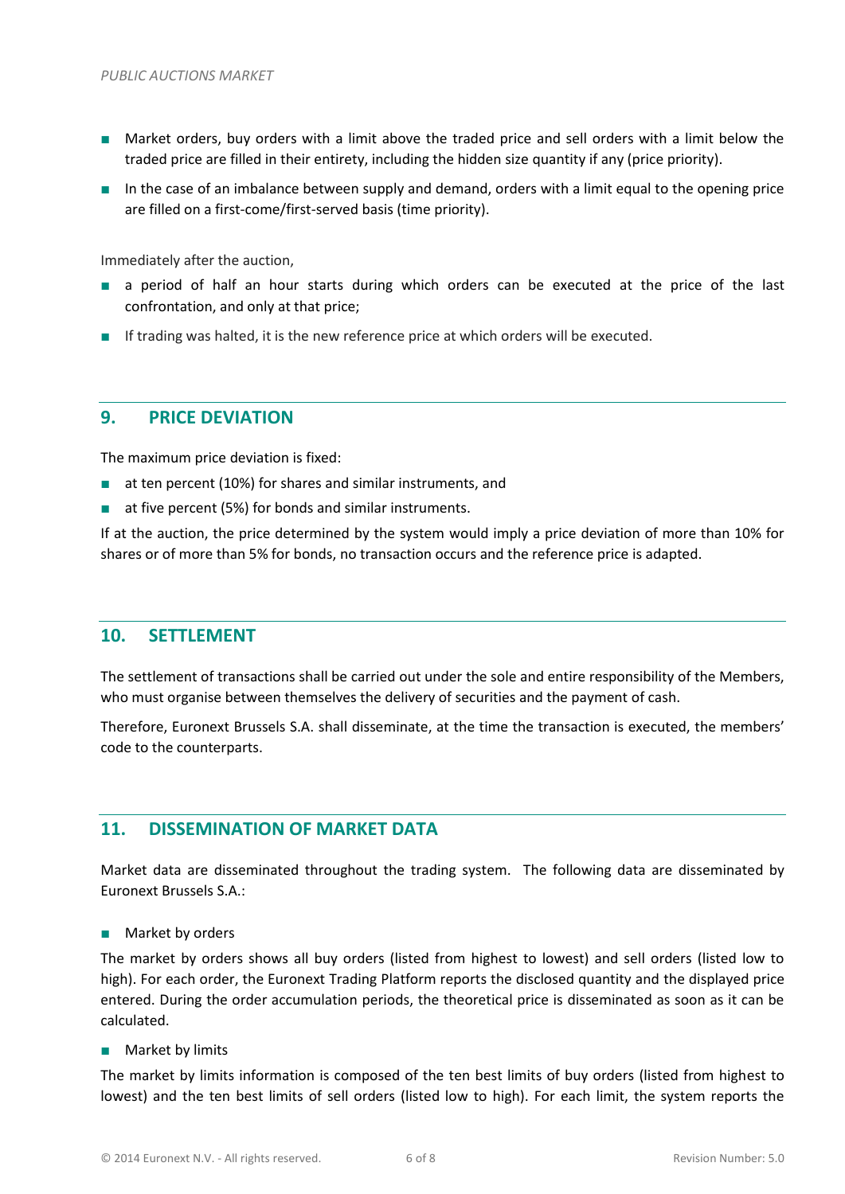- Market orders, buy orders with a limit above the traded price and sell orders with a limit below the traded price are filled in their entirety, including the hidden size quantity if any (price priority).
- In the case of an imbalance between supply and demand, orders with a limit equal to the opening price are filled on a first-come/first-served basis (time priority).

Immediately after the auction,

- a period of half an hour starts during which orders can be executed at the price of the last confrontation, and only at that price;
- If trading was halted, it is the new reference price at which orders will be executed.

## 9. PRICE DEVIATION

The maximum price deviation is fixed:

- at ten percent (10%) for shares and similar instruments, and
- at five percent (5%) for bonds and similar instruments.

If at the auction, the price determined by the system would imply a price deviation of more than 10% for shares or of more than 5% for bonds, no transaction occurs and the reference price is adapted.

## 10. SETTLEMENT

The settlement of transactions shall be carried out under the sole and entire responsibility of the Members, who must organise between themselves the delivery of securities and the payment of cash.

Therefore, Euronext Brussels S.A. shall disseminate, at the time the transaction is executed, the members' code to the counterparts.

## 11. DISSEMINATION OF MARKET DATA

Market data are disseminated throughout the trading system. The following data are disseminated by Euronext Brussels S.A.:

- Market by orders

The market by orders shows all buy orders (listed from highest to lowest) and sell orders (listed low to high). For each order, the Euronext Trading Platform reports the disclosed quantity and the displayed price entered. During the order accumulation periods, the theoretical price is disseminated as soon as it can be calculated.

- Market by limits

The market by limits information is composed of the ten best limits of buy orders (listed from highest to lowest) and the ten best limits of sell orders (listed low to high). For each limit, the system reports the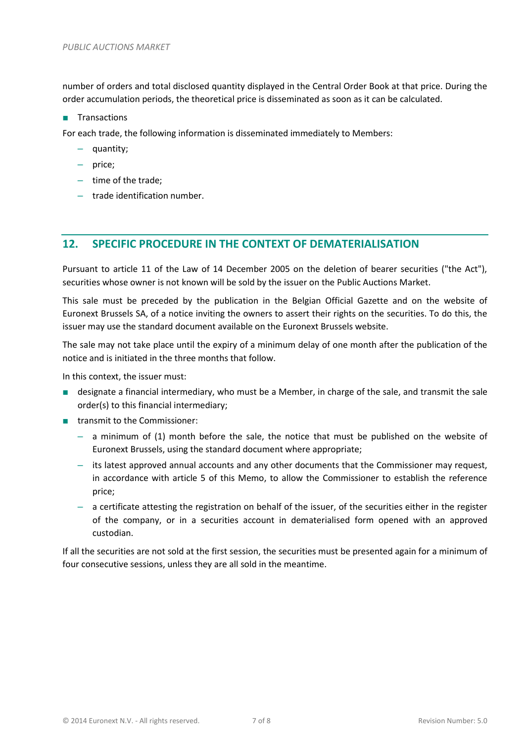number of orders and total disclosed quantity displayed in the Central Order Book at that price. During the order accumulation periods, the theoretical price is disseminated as soon as it can be calculated.

- Transactions

For each trade, the following information is disseminated immediately to Members:

  - quantity;
  - price;
  - time of the trade;
  - trade identification number.

## 12. SPECIFIC PROCEDURE IN THE CONTEXT OF DEMATERIALISATION

Pursuant to article 11 of the Law of 14 December 2005 on the deletion of bearer securities ("the Act"), securities whose owner is not known will be sold by the issuer on the Public Auctions Market.

This sale must be preceded by the publication in the Belgian Official Gazette and on the website of Euronext Brussels SA, of a notice inviting the owners to assert their rights on the securities. To do this, the issuer may use the standard document available on the Euronext Brussels website.

The sale may not take place until the expiry of a minimum delay of one month after the publication of the notice and is initiated in the three months that follow.

In this context, the issuer must:

- designate a financial intermediary, who must be a Member, in charge of the sale, and transmit the sale order(s) to this financial intermediary;
- transmit to the Commissioner:
  - a minimum of (1) month before the sale, the notice that must be published on the website of Euronext Brussels, using the standard document where appropriate;
  - its latest approved annual accounts and any other documents that the Commissioner may request, in accordance with article 5 of this Memo, to allow the Commissioner to establish the reference price;
  - a certificate attesting the registration on behalf of the issuer, of the securities either in the register of the company, or in a securities account in dematerialised form opened with an approved custodian.

If all the securities are not sold at the first session, the securities must be presented again for a minimum of four consecutive sessions, unless they are all sold in the meantime.